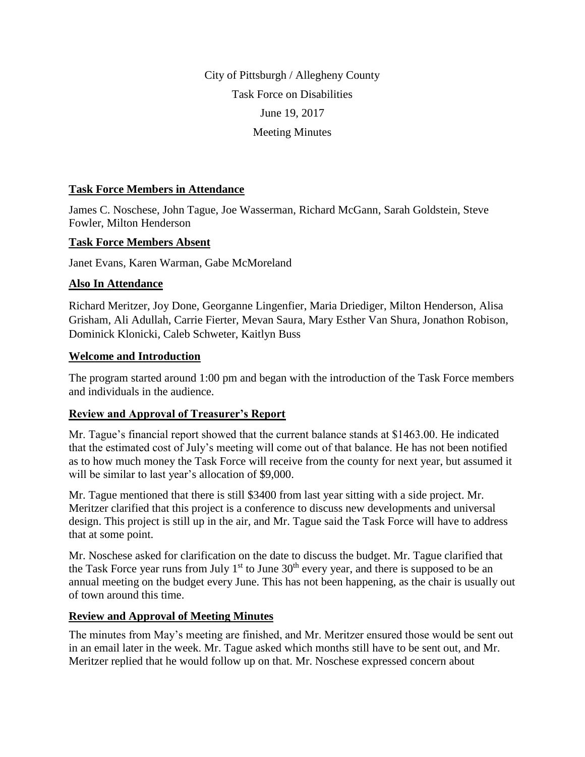City of Pittsburgh / Allegheny County

Task Force on Disabilities

June 19, 2017

Meeting Minutes

## Task Force Members in Attendance

James C. Noschese, John Tague, Joe Wasserman, Richard McGann, Sarah Goldstein, Steve Fowler, Milton Henderson

## Task Force Members Absent

Janet Evans, Karen Warman, Gabe McMoreland

## Also In Attendance

Richard Meritzer, Joy Done, Georganne Lingenfier, Maria Driediger, Milton Henderson, Alisa Grisham, Ali Adullah, Carrie Fierter, Mevan Saura, Mary Esther Van Shura, Jonathon Robison, Dominick Klonicki, Caleb Schweter, Kaitlyn Buss

## Welcome and Introduction

The program started around 1:00 pm and began with the introduction of the Task Force members and individuals in the audience.

## Review and Approval of Treasurer's Report

Mr. Tague's financial report showed that the current balance stands at $1463.00. He indicated that the estimated cost of July's meeting will come out of that balance. He has not been notified as to how much money the Task Force will receive from the county for next year, but assumed it will be similar to last year's allocation of $9,000.

Mr. Tague mentioned that there is still $3400 from last year sitting with a side project. Mr. Meritzer clarified that this project is a conference to discuss new developments and universal design. This project is still up in the air, and Mr. Tague said the Task Force will have to address that at some point.

Mr. Noschese asked for clarification on the date to discuss the budget. Mr. Tague clarified that the Task Force year runs from July 1st to June 30th every year, and there is supposed to be an annual meeting on the budget every June. This has not been happening, as the chair is usually out of town around this time.

## Review and Approval of Meeting Minutes

The minutes from May's meeting are finished, and Mr. Meritzer ensured those would be sent out in an email later in the week. Mr. Tague asked which months still have to be sent out, and Mr. Meritzer replied that he would follow up on that. Mr. Noschese expressed concern about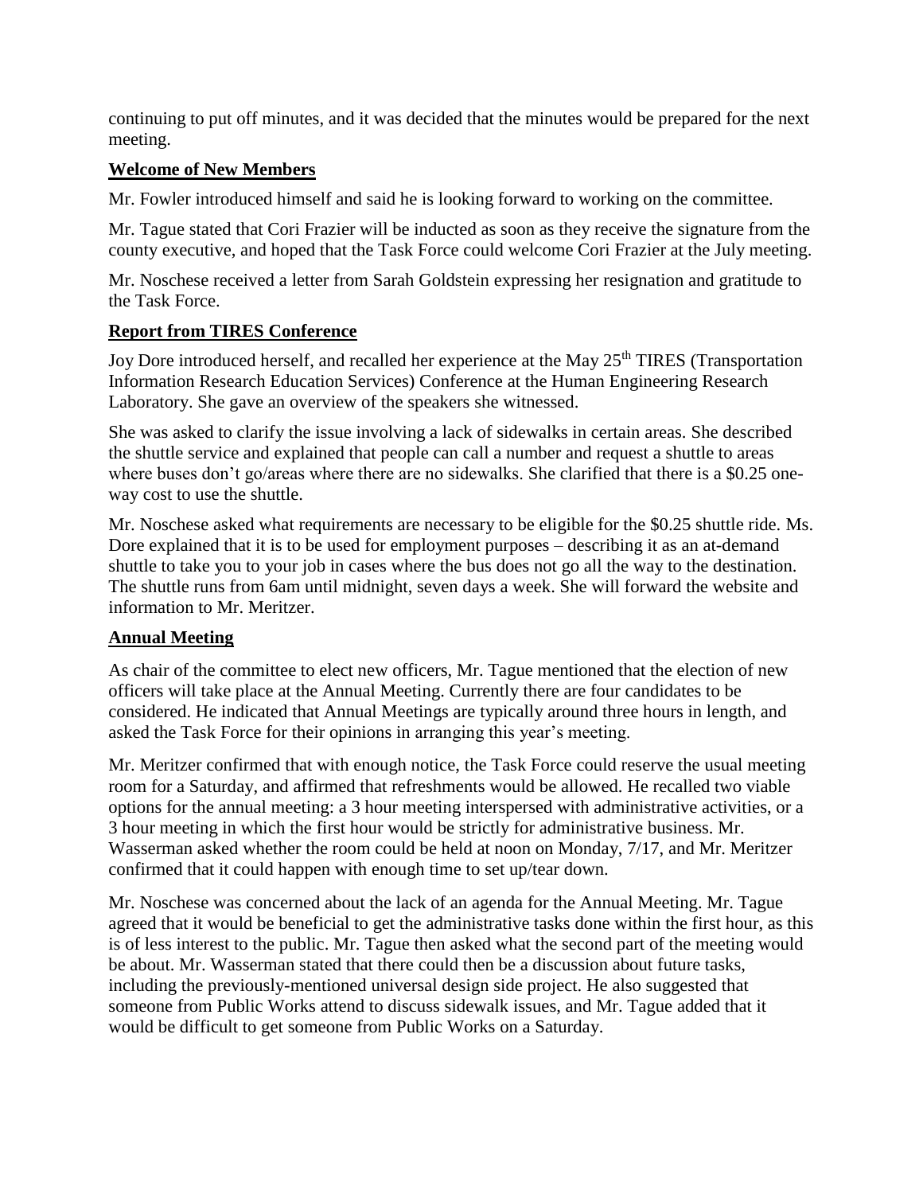continuing to put off minutes, and it was decided that the minutes would be prepared for the next meeting.

**Welcome of New Members**

Mr. Fowler introduced himself and said he is looking forward to working on the committee.

Mr. Tague stated that Cori Frazier will be inducted as soon as they receive the signature from the county executive, and hoped that the Task Force could welcome Cori Frazier at the July meeting.

Mr. Noschese received a letter from Sarah Goldstein expressing her resignation and gratitude to the Task Force.

**Report from TIRES Conference**

Joy Dore introduced herself, and recalled her experience at the May 25th TIRES (Transportation Information Research Education Services) Conference at the Human Engineering Research Laboratory. She gave an overview of the speakers she witnessed.

She was asked to clarify the issue involving a lack of sidewalks in certain areas. She described the shuttle service and explained that people can call a number and request a shuttle to areas where buses don't go/areas where there are no sidewalks. She clarified that there is a $0.25 one-way cost to use the shuttle.

Mr. Noschese asked what requirements are necessary to be eligible for the $0.25 shuttle ride. Ms. Dore explained that it is to be used for employment purposes – describing it as an at-demand shuttle to take you to your job in cases where the bus does not go all the way to the destination. The shuttle runs from 6am until midnight, seven days a week. She will forward the website and information to Mr. Meritzer.

**Annual Meeting**

As chair of the committee to elect new officers, Mr. Tague mentioned that the election of new officers will take place at the Annual Meeting. Currently there are four candidates to be considered. He indicated that Annual Meetings are typically around three hours in length, and asked the Task Force for their opinions in arranging this year's meeting.

Mr. Meritzer confirmed that with enough notice, the Task Force could reserve the usual meeting room for a Saturday, and affirmed that refreshments would be allowed. He recalled two viable options for the annual meeting: a 3 hour meeting interspersed with administrative activities, or a 3 hour meeting in which the first hour would be strictly for administrative business. Mr. Wasserman asked whether the room could be held at noon on Monday, 7/17, and Mr. Meritzer confirmed that it could happen with enough time to set up/tear down.

Mr. Noschese was concerned about the lack of an agenda for the Annual Meeting. Mr. Tague agreed that it would be beneficial to get the administrative tasks done within the first hour, as this is of less interest to the public. Mr. Tague then asked what the second part of the meeting would be about. Mr. Wasserman stated that there could then be a discussion about future tasks, including the previously-mentioned universal design side project. He also suggested that someone from Public Works attend to discuss sidewalk issues, and Mr. Tague added that it would be difficult to get someone from Public Works on a Saturday.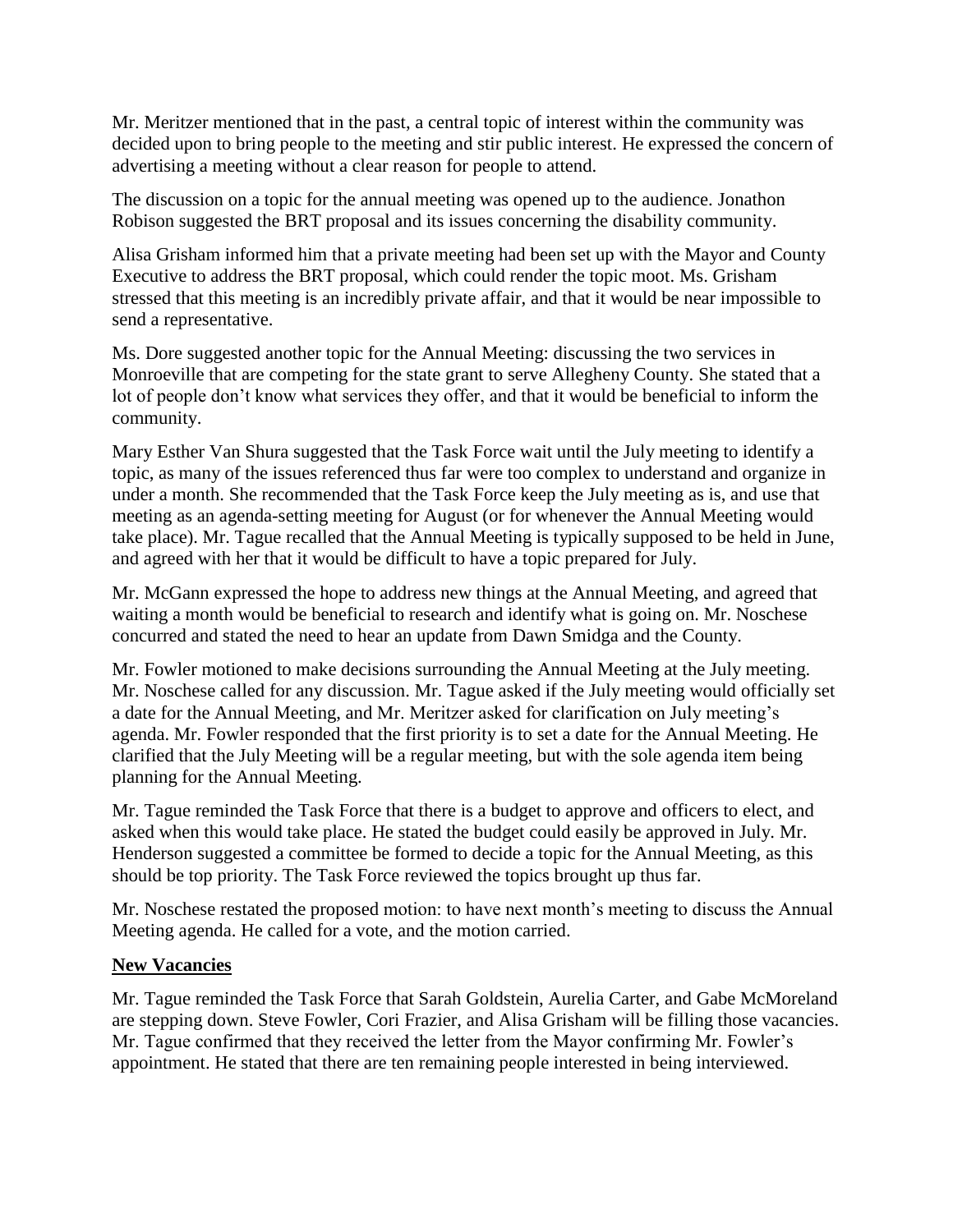Mr. Meritzer mentioned that in the past, a central topic of interest within the community was decided upon to bring people to the meeting and stir public interest. He expressed the concern of advertising a meeting without a clear reason for people to attend.

The discussion on a topic for the annual meeting was opened up to the audience. Jonathon Robison suggested the BRT proposal and its issues concerning the disability community.

Alisa Grisham informed him that a private meeting had been set up with the Mayor and County Executive to address the BRT proposal, which could render the topic moot. Ms. Grisham stressed that this meeting is an incredibly private affair, and that it would be near impossible to send a representative.

Ms. Dore suggested another topic for the Annual Meeting: discussing the two services in Monroeville that are competing for the state grant to serve Allegheny County. She stated that a lot of people don't know what services they offer, and that it would be beneficial to inform the community.

Mary Esther Van Shura suggested that the Task Force wait until the July meeting to identify a topic, as many of the issues referenced thus far were too complex to understand and organize in under a month. She recommended that the Task Force keep the July meeting as is, and use that meeting as an agenda-setting meeting for August (or for whenever the Annual Meeting would take place). Mr. Tague recalled that the Annual Meeting is typically supposed to be held in June, and agreed with her that it would be difficult to have a topic prepared for July.

Mr. McGann expressed the hope to address new things at the Annual Meeting, and agreed that waiting a month would be beneficial to research and identify what is going on. Mr. Noschese concurred and stated the need to hear an update from Dawn Smidga and the County.

Mr. Fowler motioned to make decisions surrounding the Annual Meeting at the July meeting. Mr. Noschese called for any discussion. Mr. Tague asked if the July meeting would officially set a date for the Annual Meeting, and Mr. Meritzer asked for clarification on July meeting's agenda. Mr. Fowler responded that the first priority is to set a date for the Annual Meeting. He clarified that the July Meeting will be a regular meeting, but with the sole agenda item being planning for the Annual Meeting.

Mr. Tague reminded the Task Force that there is a budget to approve and officers to elect, and asked when this would take place. He stated the budget could easily be approved in July. Mr. Henderson suggested a committee be formed to decide a topic for the Annual Meeting, as this should be top priority. The Task Force reviewed the topics brought up thus far.

Mr. Noschese restated the proposed motion: to have next month's meeting to discuss the Annual Meeting agenda. He called for a vote, and the motion carried.

**New Vacancies**

Mr. Tague reminded the Task Force that Sarah Goldstein, Aurelia Carter, and Gabe McMoreland are stepping down. Steve Fowler, Cori Frazier, and Alisa Grisham will be filling those vacancies. Mr. Tague confirmed that they received the letter from the Mayor confirming Mr. Fowler's appointment. He stated that there are ten remaining people interested in being interviewed.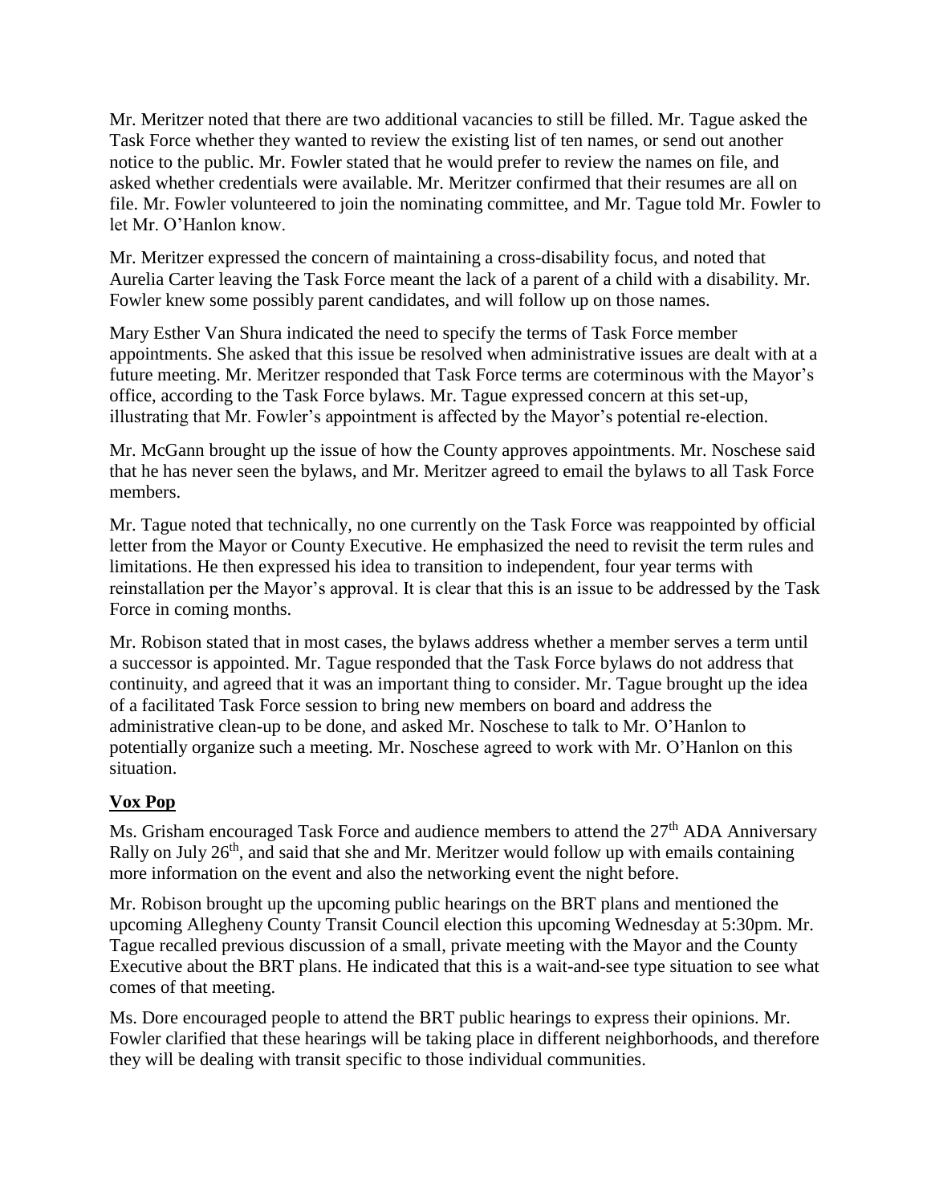Mr. Meritzer noted that there are two additional vacancies to still be filled. Mr. Tague asked the Task Force whether they wanted to review the existing list of ten names, or send out another notice to the public. Mr. Fowler stated that he would prefer to review the names on file, and asked whether credentials were available. Mr. Meritzer confirmed that their resumes are all on file. Mr. Fowler volunteered to join the nominating committee, and Mr. Tague told Mr. Fowler to let Mr. O'Hanlon know.

Mr. Meritzer expressed the concern of maintaining a cross-disability focus, and noted that Aurelia Carter leaving the Task Force meant the lack of a parent of a child with a disability. Mr. Fowler knew some possibly parent candidates, and will follow up on those names.

Mary Esther Van Shura indicated the need to specify the terms of Task Force member appointments. She asked that this issue be resolved when administrative issues are dealt with at a future meeting. Mr. Meritzer responded that Task Force terms are coterminous with the Mayor's office, according to the Task Force bylaws. Mr. Tague expressed concern at this set-up, illustrating that Mr. Fowler's appointment is affected by the Mayor's potential re-election.

Mr. McGann brought up the issue of how the County approves appointments. Mr. Noschese said that he has never seen the bylaws, and Mr. Meritzer agreed to email the bylaws to all Task Force members.

Mr. Tague noted that technically, no one currently on the Task Force was reappointed by official letter from the Mayor or County Executive. He emphasized the need to revisit the term rules and limitations. He then expressed his idea to transition to independent, four year terms with reinstallation per the Mayor's approval. It is clear that this is an issue to be addressed by the Task Force in coming months.

Mr. Robison stated that in most cases, the bylaws address whether a member serves a term until a successor is appointed. Mr. Tague responded that the Task Force bylaws do not address that continuity, and agreed that it was an important thing to consider. Mr. Tague brought up the idea of a facilitated Task Force session to bring new members on board and address the administrative clean-up to be done, and asked Mr. Noschese to talk to Mr. O'Hanlon to potentially organize such a meeting. Mr. Noschese agreed to work with Mr. O'Hanlon on this situation.

## **Vox Pop**

Ms. Grisham encouraged Task Force and audience members to attend the 27th ADA Anniversary Rally on July 26th, and said that she and Mr. Meritzer would follow up with emails containing more information on the event and also the networking event the night before.

Mr. Robison brought up the upcoming public hearings on the BRT plans and mentioned the upcoming Allegheny County Transit Council election this upcoming Wednesday at 5:30pm. Mr. Tague recalled previous discussion of a small, private meeting with the Mayor and the County Executive about the BRT plans. He indicated that this is a wait-and-see type situation to see what comes of that meeting.

Ms. Dore encouraged people to attend the BRT public hearings to express their opinions. Mr. Fowler clarified that these hearings will be taking place in different neighborhoods, and therefore they will be dealing with transit specific to those individual communities.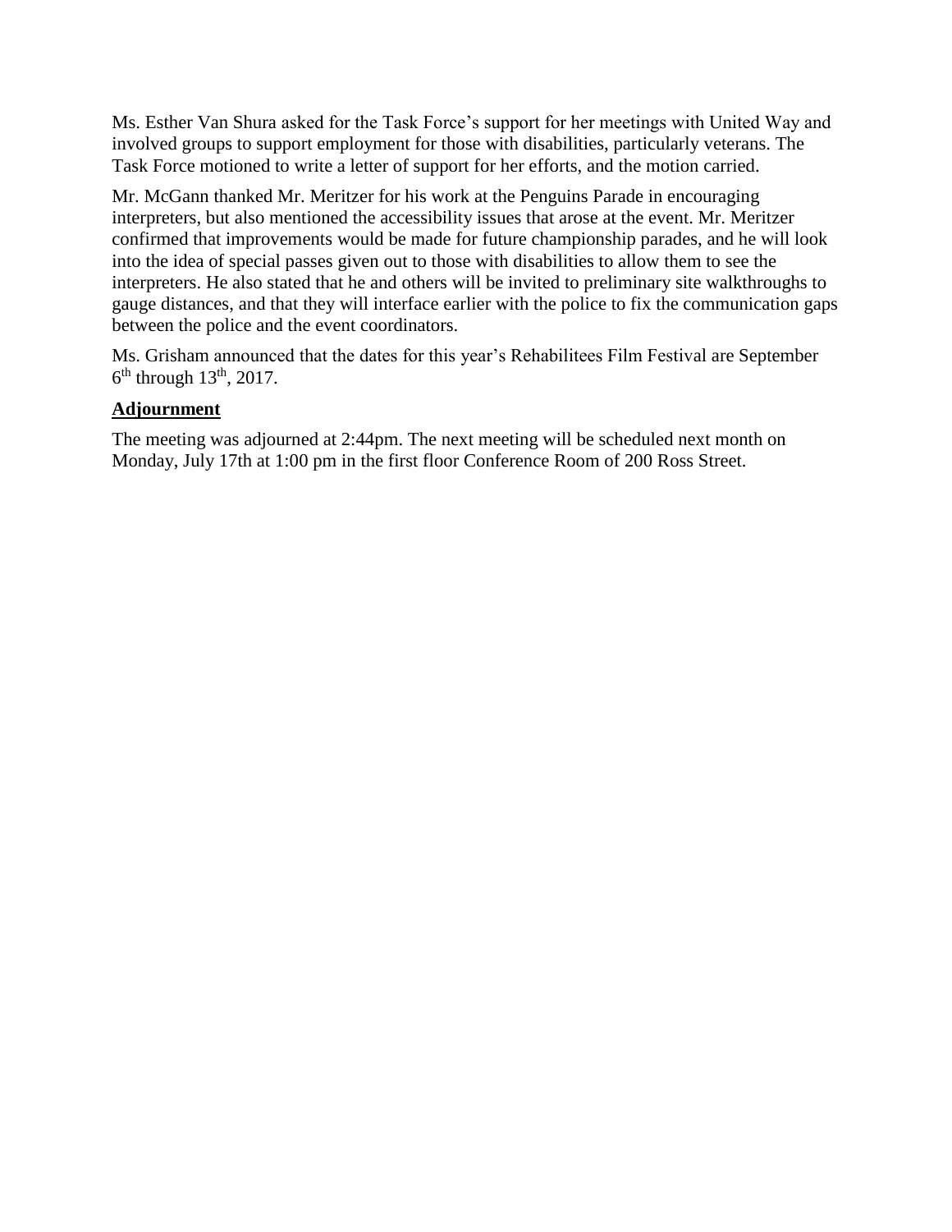Ms. Esther Van Shura asked for the Task Force's support for her meetings with United Way and involved groups to support employment for those with disabilities, particularly veterans. The Task Force motioned to write a letter of support for her efforts, and the motion carried.

Mr. McGann thanked Mr. Meritzer for his work at the Penguins Parade in encouraging interpreters, but also mentioned the accessibility issues that arose at the event. Mr. Meritzer confirmed that improvements would be made for future championship parades, and he will look into the idea of special passes given out to those with disabilities to allow them to see the interpreters. He also stated that he and others will be invited to preliminary site walkthroughs to gauge distances, and that they will interface earlier with the police to fix the communication gaps between the police and the event coordinators.

Ms. Grisham announced that the dates for this year's Rehabilitees Film Festival are September 6th through 13th, 2017.

**Adjournment**

The meeting was adjourned at 2:44pm. The next meeting will be scheduled next month on Monday, July 17th at 1:00 pm in the first floor Conference Room of 200 Ross Street.